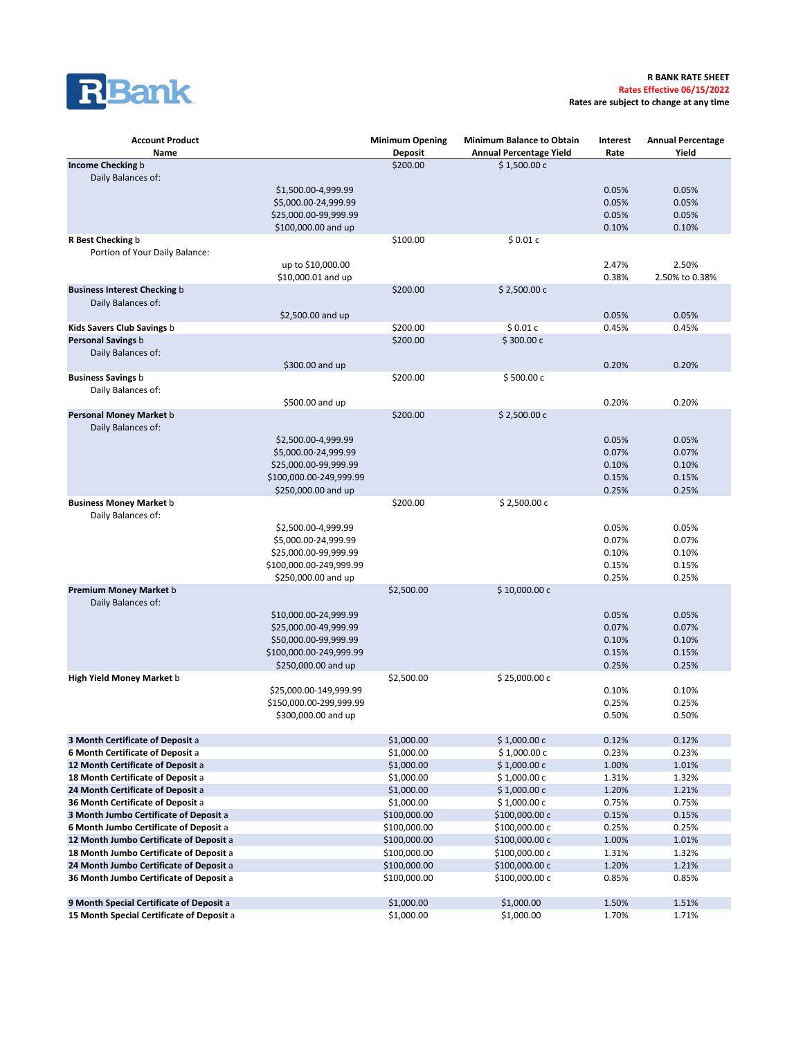RBank

**R BANK RATE SHEET**
**Rates Effective 06/15/2022**
**Rates are subject to change at any time**

| Account Product Name | | Minimum Opening Deposit | Minimum Balance to Obtain Annual Percentage Yield | Interest Rate | Annual Percentage Yield |
|---|---|---|---|---|---|
| **Income Checking** b | | $200.00 | $ 1,500.00 c | | |
| Daily Balances of: | | | | | |
| | $1,500.00-4,999.99 | | | 0.05% | 0.05% |
| | $5,000.00-24,999.99 | | | 0.05% | 0.05% |
| | $25,000.00-99,999.99 | | | 0.05% | 0.05% |
| | $100,000.00 and up | | | 0.10% | 0.10% |
| **R Best Checking** b | | $100.00 | $ 0.01 c | | |
| Portion of Your Daily Balance: | | | | | |
| | up to $10,000.00 | | | 2.47% | 2.50% |
| | $10,000.01 and up | | | 0.38% | 2.50% to 0.38% |
| **Business Interest Checking** b | | $200.00 | $ 2,500.00 c | | |
| Daily Balances of: | | | | | |
| | $2,500.00 and up | | | 0.05% | 0.05% |
| **Kids Savers Club Savings** b | | $200.00 | $ 0.01 c | 0.45% | 0.45% |
| **Personal Savings** b | | $200.00 | $ 300.00 c | | |
| Daily Balances of: | | | | | |
| | $300.00 and up | | | 0.20% | 0.20% |
| **Business Savings** b | | $200.00 | $ 500.00 c | | |
| Daily Balances of: | | | | | |
| | $500.00 and up | | | 0.20% | 0.20% |
| **Personal Money Market** b | | $200.00 | $ 2,500.00 c | | |
| Daily Balances of: | | | | | |
| | $2,500.00-4,999.99 | | | 0.05% | 0.05% |
| | $5,000.00-24,999.99 | | | 0.07% | 0.07% |
| | $25,000.00-99,999.99 | | | 0.10% | 0.10% |
| | $100,000.00-249,999.99 | | | 0.15% | 0.15% |
| | $250,000.00 and up | | | 0.25% | 0.25% |
| **Business Money Market** b | | $200.00 | $ 2,500.00 c | | |
| Daily Balances of: | | | | | |
| | $2,500.00-4,999.99 | | | 0.05% | 0.05% |
| | $5,000.00-24,999.99 | | | 0.07% | 0.07% |
| | $25,000.00-99,999.99 | | | 0.10% | 0.10% |
| | $100,000.00-249,999.99 | | | 0.15% | 0.15% |
| | $250,000.00 and up | | | 0.25% | 0.25% |
| **Premium Money Market** b | | $2,500.00 | $ 10,000.00 c | | |
| Daily Balances of: | | | | | |
| | $10,000.00-24,999.99 | | | 0.05% | 0.05% |
| | $25,000.00-49,999.99 | | | 0.07% | 0.07% |
| | $50,000.00-99,999.99 | | | 0.10% | 0.10% |
| | $100,000.00-249,999.99 | | | 0.15% | 0.15% |
| | $250,000.00 and up | | | 0.25% | 0.25% |
| **High Yield Money Market** b | | $2,500.00 | $ 25,000.00 c | | |
| | $25,000.00-149,999.99 | | | 0.10% | 0.10% |
| | $150,000.00-299,999.99 | | | 0.25% | 0.25% |
| | $300,000.00 and up | | | 0.50% | 0.50% |
| **3 Month Certificate of Deposit** a | | $1,000.00 | $ 1,000.00 c | 0.12% | 0.12% |
| **6 Month Certificate of Deposit** a | | $1,000.00 | $ 1,000.00 c | 0.23% | 0.23% |
| **12 Month Certificate of Deposit** a | | $1,000.00 | $ 1,000.00 c | 1.00% | 1.01% |
| **18 Month Certificate of Deposit** a | | $1,000.00 | $ 1,000.00 c | 1.31% | 1.32% |
| **24 Month Certificate of Deposit** a | | $1,000.00 | $ 1,000.00 c | 1.20% | 1.21% |
| **36 Month Certificate of Deposit** a | | $1,000.00 | $ 1,000.00 c | 0.75% | 0.75% |
| **3 Month Jumbo Certificate of Deposit** a | | $100,000.00 | $100,000.00 c | 0.15% | 0.15% |
| **6 Month Jumbo Certificate of Deposit** a | | $100,000.00 | $100,000.00 c | 0.25% | 0.25% |
| **12 Month Jumbo Certificate of Deposit** a | | $100,000.00 | $100,000.00 c | 1.00% | 1.01% |
| **18 Month Jumbo Certificate of Deposit** a | | $100,000.00 | $100,000.00 c | 1.31% | 1.32% |
| **24 Month Jumbo Certificate of Deposit** a | | $100,000.00 | $100,000.00 c | 1.20% | 1.21% |
| **36 Month Jumbo Certificate of Deposit** a | | $100,000.00 | $100,000.00 c | 0.85% | 0.85% |
| **9 Month Special Certificate of Deposit** a | | $1,000.00 | $1,000.00 | 1.50% | 1.51% |
| **15 Month Special Certificate of Deposit** a | | $1,000.00 | $1,000.00 | 1.70% | 1.71% |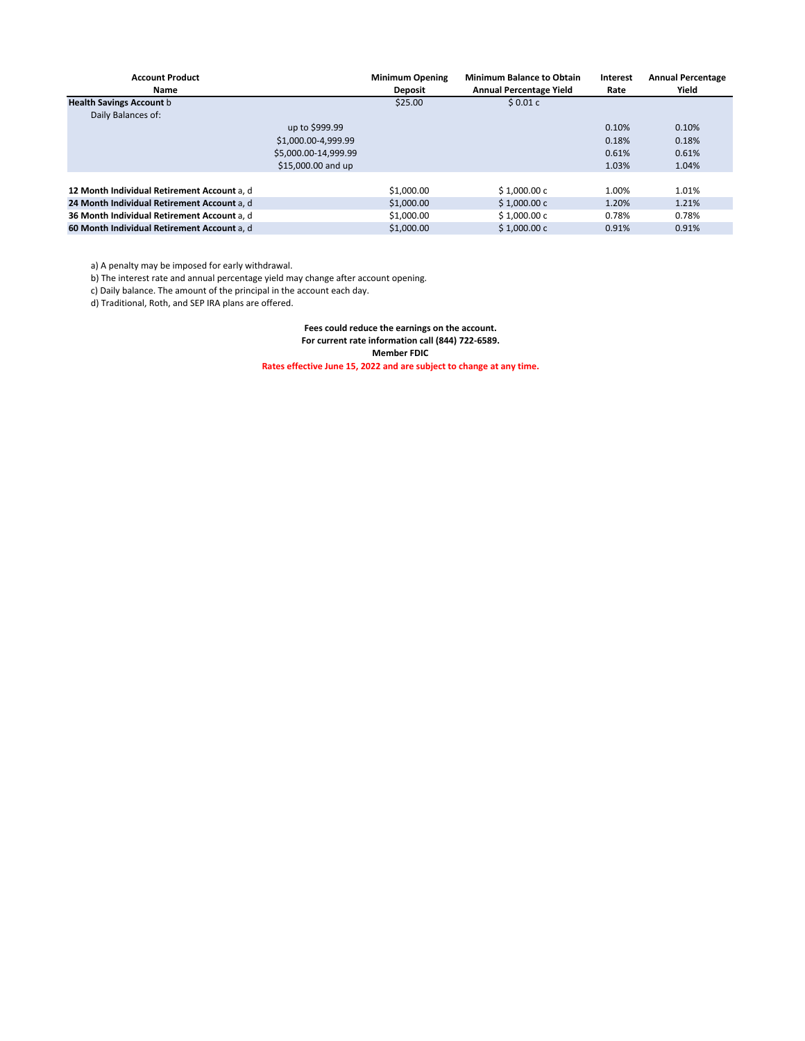| Account Product Name | Minimum Opening Deposit | Minimum Balance to Obtain Annual Percentage Yield | Interest Rate | Annual Percentage Yield |
|---|---|---|---|---|
| **Health Savings Account** b | $25.00 | $ 0.01 c | | |
| Daily Balances of: | | | | |
| up to $999.99 | | | 0.10% | 0.10% |
| $1,000.00-4,999.99 | | | 0.18% | 0.18% |
| $5,000.00-14,999.99 | | | 0.61% | 0.61% |
| $15,000.00 and up | | | 1.03% | 1.04% |
| **12 Month Individual Retirement Account** a, d | $1,000.00 | $ 1,000.00 c | 1.00% | 1.01% |
| **24 Month Individual Retirement Account** a, d | $1,000.00 | $ 1,000.00 c | 1.20% | 1.21% |
| **36 Month Individual Retirement Account** a, d | $1,000.00 | $ 1,000.00 c | 0.78% | 0.78% |
| **60 Month Individual Retirement Account** a, d | $1,000.00 | $ 1,000.00 c | 0.91% | 0.91% |

a) A penalty may be imposed for early withdrawal.

b) The interest rate and annual percentage yield may change after account opening.

c) Daily balance. The amount of the principal in the account each day.

d) Traditional, Roth, and SEP IRA plans are offered.

**Fees could reduce the earnings on the account.**
**For current rate information call (844) 722-6589.**
**Member FDIC**

**Rates effective June 15, 2022 and are subject to change at any time.**